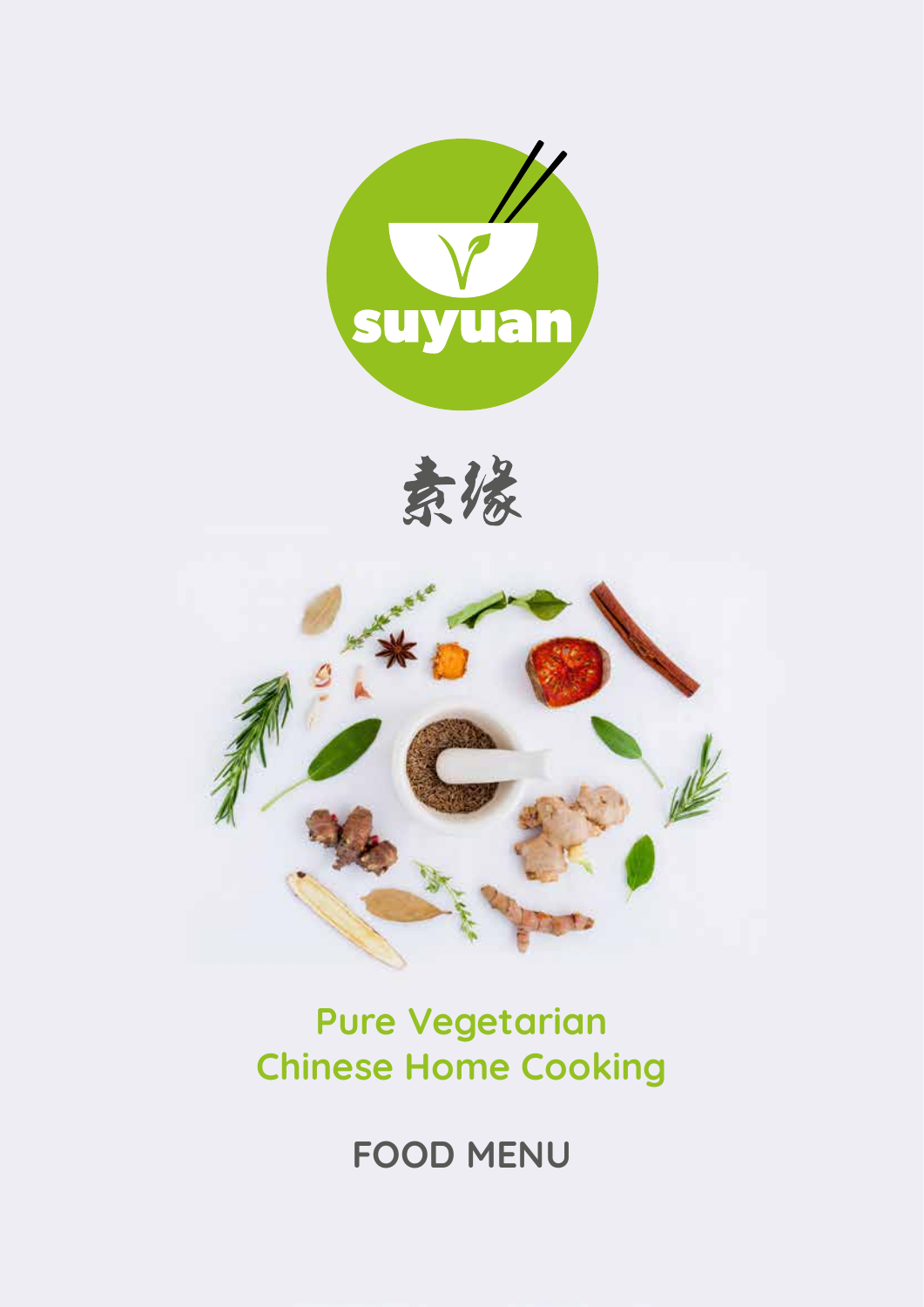suyuan

素缘

# Pure Vegetarian Chinese Home Cooking

## FOOD MENU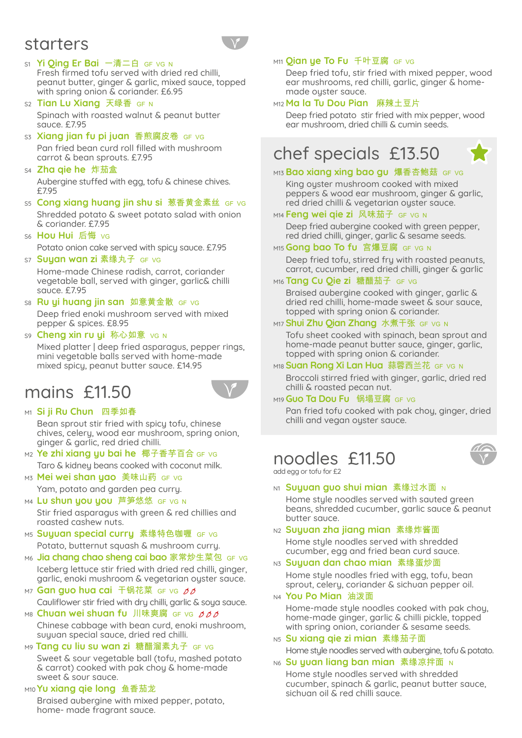## starters

S1 **Yi Qing Er Bai 一清二白** GF VG N
Fresh firmed tofu served with dried red chilli, peanut butter, ginger & garlic, mixed sauce, topped with spring onion & coriander. £6.95

S2 **Tian Lu Xiang 天绿香** GF N
Spinach with roasted walnut & peanut butter sauce. £7.95

S3 **Xiang jian fu pi juan 香煎腐皮卷** GF VG
Pan fried bean curd roll filled with mushroom carrot & bean sprouts. £7.95

S4 **Zha qie he 炸茄盒**
Aubergine stuffed with egg, tofu & chinese chives. £7.95

S5 **Cong xiang huang jin shu si 葱香黄金薯丝** GF VG
Shredded potato & sweet potato salad with onion & coriander. £7.95

S6 **Hou Hui 后悔** VG
Potato onion cake served with spicy sauce. £7.95

S7 **Suyan wan zi 素缘丸子** GF VG
Home-made Chinese radish, carrot, coriander vegetable ball, served with ginger, garlic& chilli sauce. £7.95

S8 **Ru yi huang jin san 如意黄金散** GF VG
Deep fried enoki mushroom served with mixed pepper & spices. £8.95

S9 **Cheng xin ru yi 称心如意** VG N
Mixed platter | deep fried asparagus, pepper rings, mini vegetable balls served with home-made mixed spicy, peanut butter sauce. £14.95

## mains £11.50

M1 **Si ji Ru Chun 四季如春**
Bean sprout stir fried with spicy tofu, chinese chives, celery, wood ear mushroom, spring onion, ginger & garlic, red dried chilli.

M2 **Ye zhi xiang yu bai he 椰子香芋百合** GF VG
Taro & kidney beans cooked with coconut milk.

M3 **Mei wei shan yao 美味山药** GF VG
Yam, potato and garden pea curry.

M4 **Lu shun you you 芦笋悠悠** GF VG N
Stir fried asparagus with green & red chillies and roasted cashew nuts.

M5 **Suyuan special curry 素缘特色咖喱** GF VG
Potato, butternut squash & mushroom curry.

M6 **Jia chang chao sheng cai bao 家常炒生菜包** GF VG
Iceberg lettuce stir fried with dried red chilli, ginger, garlic, enoki mushroom & vegetarian oyster sauce.

M7 **Gan guo hua cai 干锅花菜** GF VG 🌶🌶
Cauliflower stir fried with dry chilli, garlic & soya sauce.

M8 **Chuan wei shuan fu 川味爽腐** GF VG 🌶🌶🌶
Chinese cabbage with bean curd, enoki mushroom, suyuan special sauce, dried red chilli.

M9 **Tang cu liu su wan zi 糖醋溜素丸子** GF VG
Sweet & sour vegetable ball (tofu, mashed potato & carrot) cooked with pak choy & home-made sweet & sour sauce.

M10 **Yu xiang qie long 鱼香茄龙**
Braised aubergine with mixed pepper, potato, home- made fragrant sauce.

M11 **Qian ye To Fu 千叶豆腐** GF VG
Deep fried tofu, stir fried with mixed pepper, wood ear mushrooms, red chilli, garlic, ginger & home-made oyster sauce.

M12 **Ma la Tu Dou Pian 麻辣土豆片**
Deep fried potato stir fried with mix pepper, wood ear mushroom, dried chilli & cumin seeds.

## chef specials £13.50

M13 **Bao xiang xing bao gu 爆香杏鲍菇** GF VG
King oyster mushroom cooked with mixed peppers & wood ear mushroom, ginger & garlic, red dried chilli & vegetarian oyster sauce.

M14 **Feng wei qie zi 风味茄子** GF VG N
Deep fried aubergine cooked with green pepper, red dried chilli, ginger, garlic & sesame seeds.

M15 **Gong bao To fu 宫爆豆腐** GF VG N
Deep fried tofu, stirred fry with roasted peanuts, carrot, cucumber, red dried chilli, ginger & garlic

M16 **Tang Cu Qie zi 糖醋茄子** GF VG
Braised aubergine cooked with ginger, garlic & dried red chilli, home-made sweet & sour sauce, topped with spring onion & coriander.

M17 **Shui Zhu Qian Zhang 水煮千张** GF VG N
Tofu sheet cooked with spinach, bean sprout and home-made peanut butter sauce, ginger, garlic, topped with spring onion & coriander.

M18 **Suan Rong Xi Lan Hua 蒜蓉西兰花** GF VG N
Broccoli stirred fried with ginger, garlic, dried red chilli & roasted pecan nut.

M19 **Guo Ta Dou Fu 锅塌豆腐** GF VG
Pan fried tofu cooked with pak choy, ginger, dried chilli and vegan oyster sauce.

## noodles £11.50

add egg or tofu for £2

N1 **Suyuan guo shui mian 素缘过水面** N
Home style noodles served with sautéd green beans, shredded cucumber, garlic sauce & peanut butter sauce.

N2 **Suyuan zha jiang mian 素缘炸酱面**
Home style noodles served with shredded cucumber, egg and fried bean curd sauce.

N3 **Suyuan dan chao mian 素缘蛋炒面**
Home style noodles fried with egg, tofu, bean sprout, celery, coriander & sichuan pepper oil.

N4 **You Po Mian 油泼面**
Home-made style noodles cooked with pak choy, home-made ginger, garlic & chilli pickle, topped with spring onion, coriander & sesame seeds.

N5 **Su xiang qie zi mian 素缘茄子面**
Home style noodles served with aubergine, tofu & potato.

N6 **Su yuan liang ban mian 素缘凉拌面** N
Home style noodles served with shredded cucumber, spinach & garlic, peanut butter sauce, sichuan oil & red chilli sauce.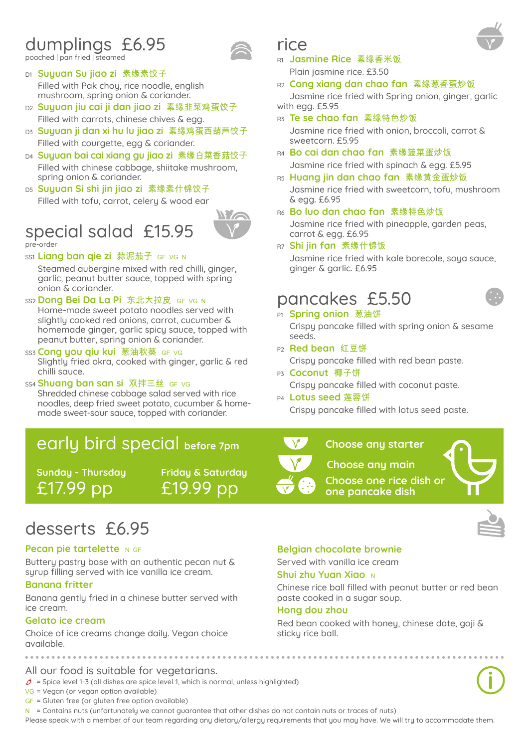## dumplings £6.95

poached | pan fried | steamed

D1 **Suyuan Su jiao zi** 素缘素饺子
Filled with Pak choy, rice noodle, english mushroom, spring onion & coriander.

D2 **Suyuan jiu cai ji dan jiao zi** 素缘韭菜鸡蛋饺子
Filled with carrots, chinese chives & egg.

D3 **Suyuan ji dan xi hu lu jiao zi** 素缘鸡蛋西葫芦饺子
Filled with courgette, egg & coriander.

D4 **Suyuan bai cai xiang gu jiao zi** 素缘白菜香菇饺子
Filled with chinese cabbage, shiitake mushroom, spring onion & coriander.

D5 **Suyuan Si shi jin jiao zi** 素缘素什锦饺子
Filled with tofu, carrot, celery & wood ear

## special salad £15.95

pre-order

SS1 **Liang ban qie zi** 蒜泥茄子 GF VG N
Steamed aubergine mixed with red chilli, ginger, garlic, peanut butter sauce, topped with spring onion & coriander.

SS2 **Dong Bei Da La Pi** 东北大拉皮 GF VG N
Home-made sweet potato noodles served with slightly cooked red onions, carrot, cucumber & homemade ginger, garlic spicy sauce, topped with peanut butter, spring onion & coriander.

SS3 **Cong you qiu kui** 葱油秋葵 GF VG
Slightly fried okra, cooked with ginger, garlic & red chilli sauce.

SS4 **Shuang ban san si** 双拌三丝 GF VG
Shredded chinese cabbage salad served with rice noodles, deep fried sweet potato, cucumber & home-made sweet-sour sauce, topped with coriander.

## rice

R1 **Jasmine Rice** 素缘香米饭
Plain jasmine rice. £3.50

R2 **Cong xiang dan chao fan** 素缘葱香蛋炒饭
Jasmine rice fried with Spring onion, ginger, garlic with egg. £5.95

R3 **Te se chao fan** 素缘特色炒饭
Jasmine rice fried with onion, broccoli, carrot & sweetcorn. £5.95

R4 **Bo cai dan chao fan** 素缘菠菜蛋炒饭
Jasmine rice fried with spinach & egg. £5.95

R5 **Huang jin dan chao fan** 素缘黄金蛋炒饭
Jasmine rice fried with sweetcorn, tofu, mushroom & egg. £6.95

R6 **Bo luo dan chao fan** 素缘特色炒饭
Jasmine rice fried with pineapple, garden peas, carrot & egg. £6.95

R7 **Shi jin fan** 素缘什锦饭
Jasmine rice fried with kale borecole, soya sauce, ginger & garlic. £6.95

## pancakes £5.50

P1 **Spring onion** 葱油饼
Crispy pancake filled with spring onion & sesame seeds.

P2 **Red bean** 红豆饼
Crispy pancake filled with red bean paste.

P3 **Coconut** 椰子饼
Crispy pancake filled with coconut paste.

P4 **Lotus seed** 莲蓉饼
Crispy pancake filled with lotus seed paste.

## early bird special before 7pm

Sunday - Thursday
£17.99 pp

Friday & Saturday
£19.99 pp

Choose any starter

Choose any main

Choose one rice dish or one pancake dish

## desserts £6.95

**Pecan pie tartelette** N GF
Buttery pastry base with an authentic pecan nut & syrup filling served with ice vanilla ice cream.

**Banana fritter**
Banana gently fried in a chinese butter served with ice cream.

**Gelato ice cream**
Choice of ice creams change daily. Vegan choice available.

**Belgian chocolate brownie**
Served with vanilla ice cream

**Shui zhu Yuan Xiao** N
Chinese rice ball filled with peanut butter or red bean paste cooked in a sugar soup.

**Hong dou zhou**
Red bean cooked with honey, chinese date, goji & sticky rice ball.

---

All our food is suitable for vegetarians.

🌶 = Spice level 1-3 (all dishes are spice level 1, which is normal, unless highlighted)
VG = Vegan (or vegan option available)
GF = Gluten free (or gluten free option available)
N = Contains nuts (unfortunately we cannot guarantee that other dishes do not contain nuts or traces of nuts)
Please speak with a member of our team regarding any dietary/allergy requirements that you may have. We will try to accommodate them.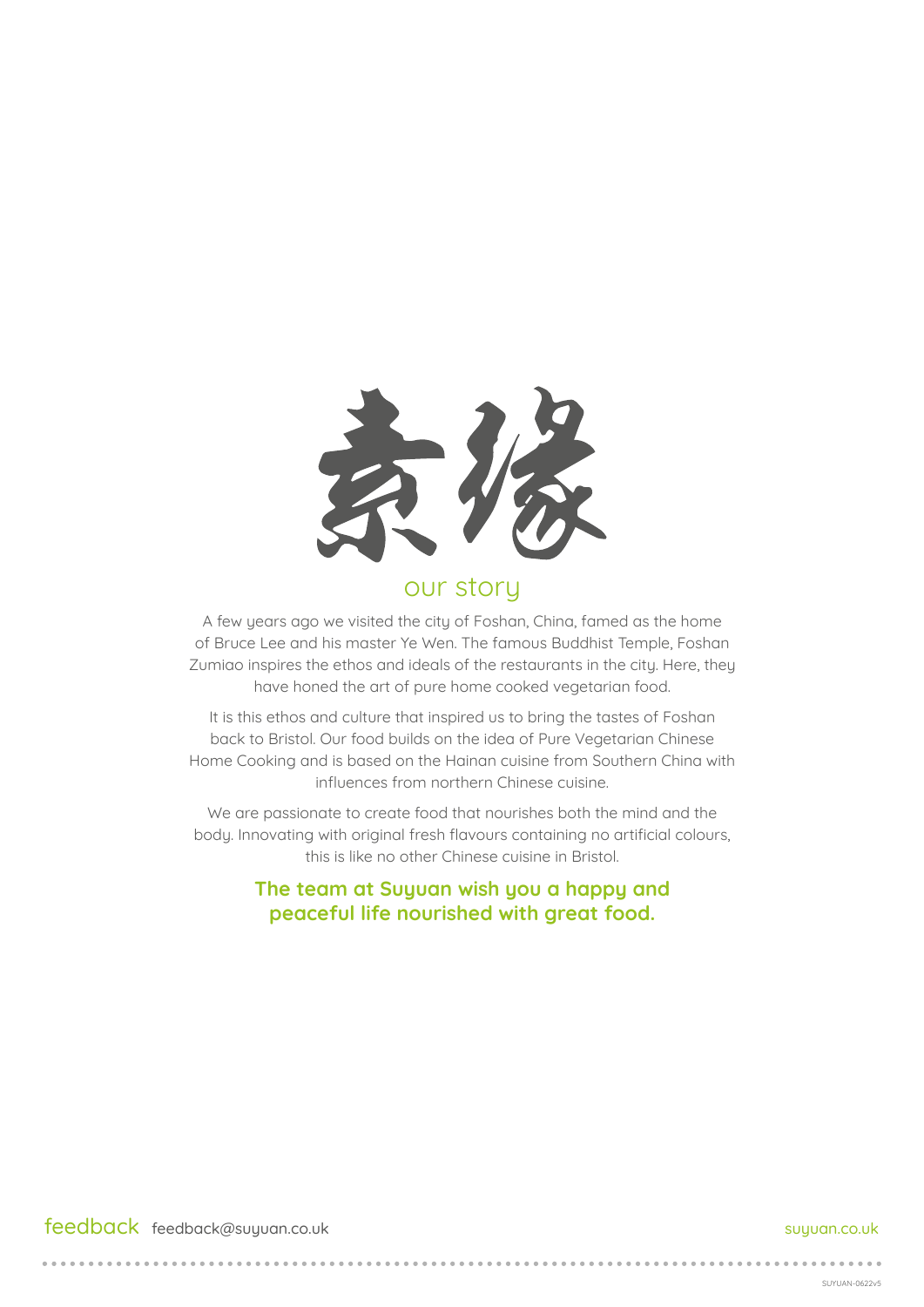素缘

## our story

A few years ago we visited the city of Foshan, China, famed as the home of Bruce Lee and his master Ye Wen. The famous Buddhist Temple, Foshan Zumiao inspires the ethos and ideals of the restaurants in the city. Here, they have honed the art of pure home cooked vegetarian food.

It is this ethos and culture that inspired us to bring the tastes of Foshan back to Bristol. Our food builds on the idea of Pure Vegetarian Chinese Home Cooking and is based on the Hainan cuisine from Southern China with influences from northern Chinese cuisine.

We are passionate to create food that nourishes both the mind and the body. Innovating with original fresh flavours containing no artificial colours, this is like no other Chinese cuisine in Bristol.

**The team at Suyuan wish you a happy and peaceful life nourished with great food.**

feedback feedback@suyuan.co.uk

suyuan.co.uk

SUYUAN-0622v5